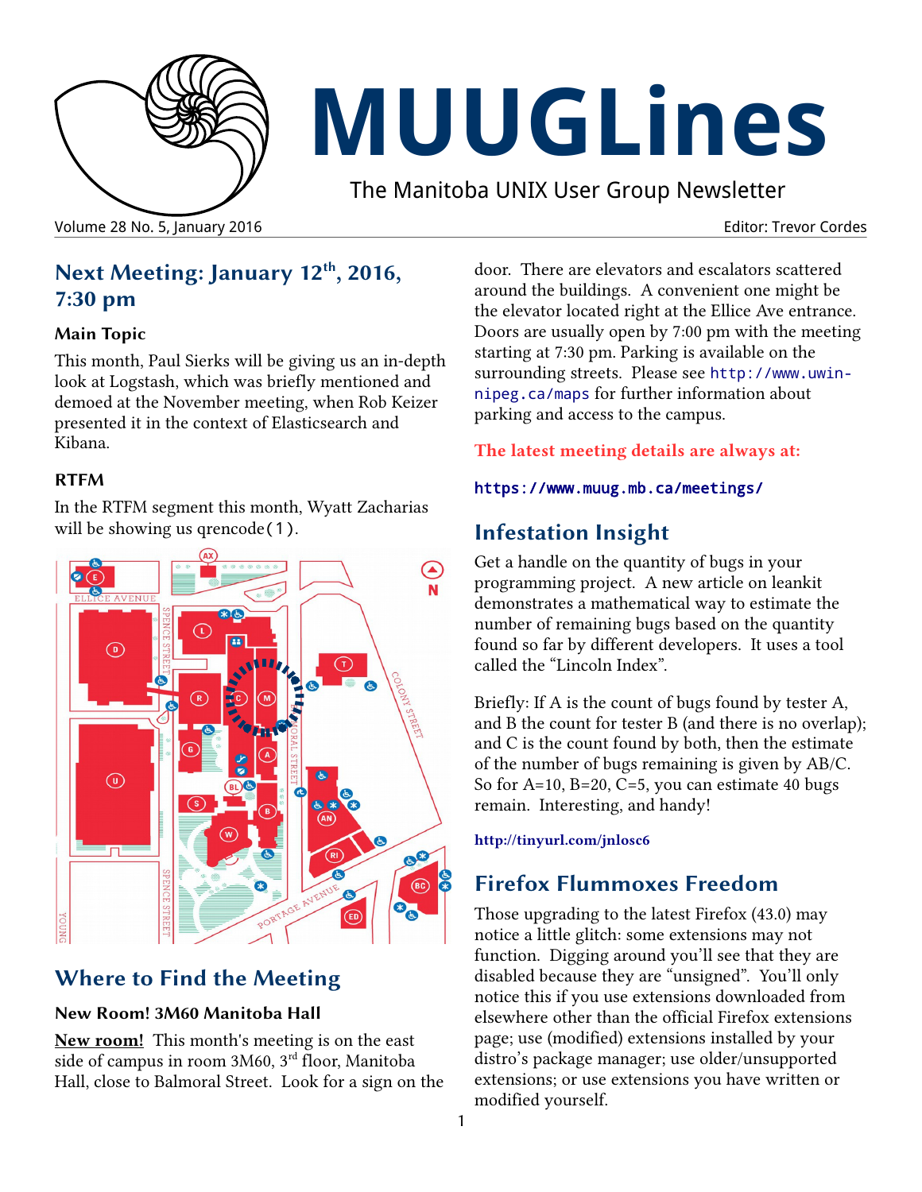# MUUGLines

The Manitoba UNIX User Group Newsletter

Volume 28 No. 5, January 2016 — Editor: Trevor Cordes

## Next Meeting: January 12th, 2016, 7:30 pm

### Main Topic

This month, Paul Sierks will be giving us an in-depth look at Logstash, which was briefly mentioned and demoed at the November meeting, when Rob Keizer presented it in the context of Elasticsearch and Kibana.

### RTFM

In the RTFM segment this month, Wyatt Zacharias will be showing us qrencode(1).

## Where to Find the Meeting

### New Room! 3M60 Manitoba Hall

**New room!** This month's meeting is on the east side of campus in room 3M60, 3rd floor, Manitoba Hall, close to Balmoral Street. Look for a sign on the door. There are elevators and escalators scattered around the buildings. A convenient one might be the elevator located right at the Ellice Ave entrance. Doors are usually open by 7:00 pm with the meeting starting at 7:30 pm. Parking is available on the surrounding streets. Please see http://www.uwinnipeg.ca/maps for further information about parking and access to the campus.

**The latest meeting details are always at:**

**https://www.muug.mb.ca/meetings/**

## Infestation Insight

Get a handle on the quantity of bugs in your programming project. A new article on leankit demonstrates a mathematical way to estimate the number of remaining bugs based on the quantity found so far by different developers. It uses a tool called the "Lincoln Index".

Briefly: If A is the count of bugs found by tester A, and B the count for tester B (and there is no overlap); and C is the count found by both, then the estimate of the number of bugs remaining is given by AB/C. So for A=10, B=20, C=5, you can estimate 40 bugs remain. Interesting, and handy!

**http://tinyurl.com/jnlosc6**

## Firefox Flummoxes Freedom

Those upgrading to the latest Firefox (43.0) may notice a little glitch: some extensions may not function. Digging around you'll see that they are disabled because they are "unsigned". You'll only notice this if you use extensions downloaded from elsewhere other than the official Firefox extensions page; use (modified) extensions installed by your distro's package manager; use older/unsupported extensions; or use extensions you have written or modified yourself.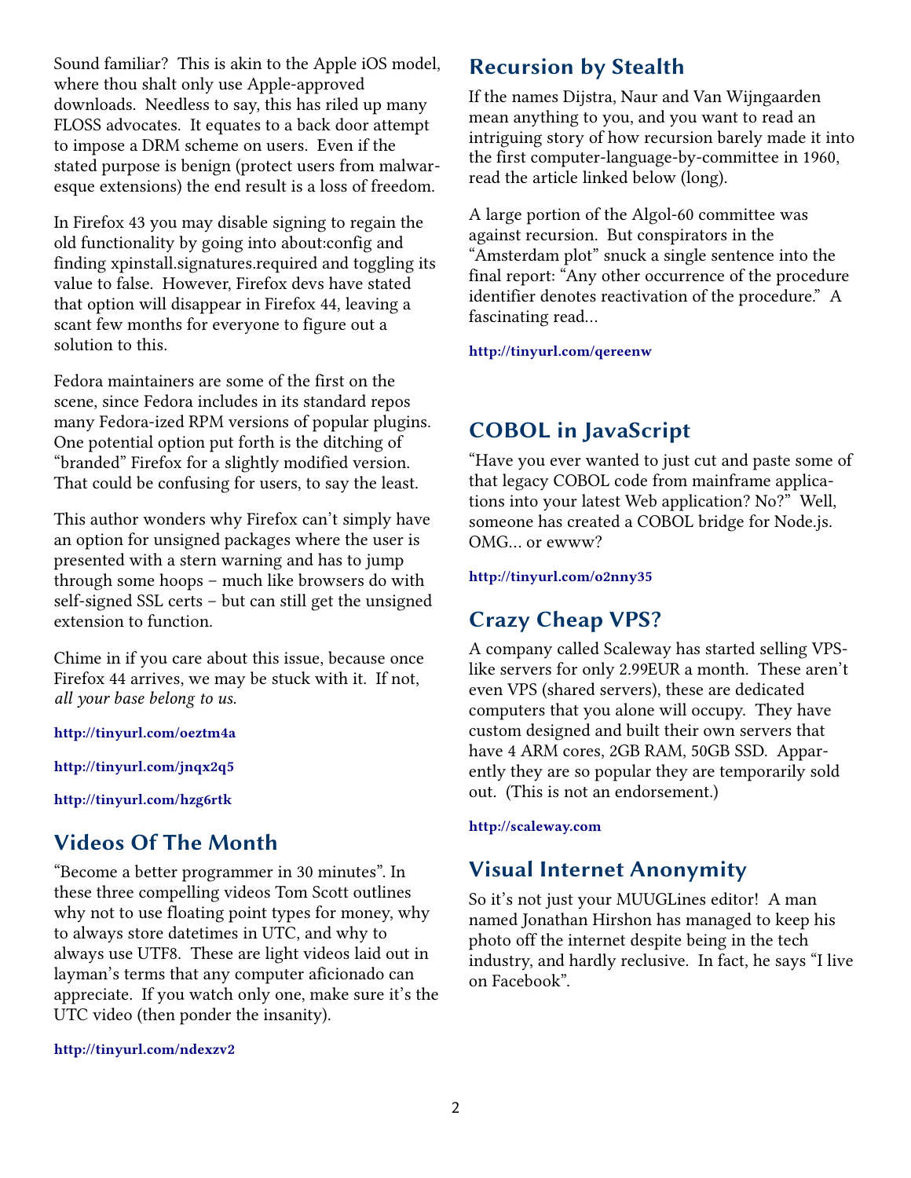Sound familiar? This is akin to the Apple iOS model, where thou shalt only use Apple-approved downloads. Needless to say, this has riled up many FLOSS advocates. It equates to a back door attempt to impose a DRM scheme on users. Even if the stated purpose is benign (protect users from malware-esque extensions) the end result is a loss of freedom.

In Firefox 43 you may disable signing to regain the old functionality by going into about:config and finding xpinstall.signatures.required and toggling its value to false. However, Firefox devs have stated that option will disappear in Firefox 44, leaving a scant few months for everyone to figure out a solution to this.

Fedora maintainers are some of the first on the scene, since Fedora includes in its standard repos many Fedora-ized RPM versions of popular plugins. One potential option put forth is the ditching of "branded" Firefox for a slightly modified version. That could be confusing for users, to say the least.

This author wonders why Firefox can't simply have an option for unsigned packages where the user is presented with a stern warning and has to jump through some hoops – much like browsers do with self-signed SSL certs – but can still get the unsigned extension to function.

Chime in if you care about this issue, because once Firefox 44 arrives, we may be stuck with it. If not, *all your base belong to us.*

**http://tinyurl.com/oeztm4a**

**http://tinyurl.com/jnqx2q5**

**http://tinyurl.com/hzg6rtk**

## Videos Of The Month

"Become a better programmer in 30 minutes". In these three compelling videos Tom Scott outlines why not to use floating point types for money, why to always store datetimes in UTC, and why to always use UTF8. These are light videos laid out in layman's terms that any computer aficionado can appreciate. If you watch only one, make sure it's the UTC video (then ponder the insanity).

**http://tinyurl.com/ndexzv2**

## Recursion by Stealth

If the names Dijstra, Naur and Van Wijngaarden mean anything to you, and you want to read an intriguing story of how recursion barely made it into the first computer-language-by-committee in 1960, read the article linked below (long).

A large portion of the Algol-60 committee was against recursion. But conspirators in the "Amsterdam plot" snuck a single sentence into the final report: "Any other occurrence of the procedure identifier denotes reactivation of the procedure." A fascinating read...

**http://tinyurl.com/qereenw**

## COBOL in JavaScript

"Have you ever wanted to just cut and paste some of that legacy COBOL code from mainframe applications into your latest Web application? No?" Well, someone has created a COBOL bridge for Node.js. OMG... or ewww?

**http://tinyurl.com/o2nny35**

## Crazy Cheap VPS?

A company called Scaleway has started selling VPS-like servers for only 2.99EUR a month. These aren't even VPS (shared servers), these are dedicated computers that you alone will occupy. They have custom designed and built their own servers that have 4 ARM cores, 2GB RAM, 50GB SSD. Apparently they are so popular they are temporarily sold out. (This is not an endorsement.)

**http://scaleway.com**

## Visual Internet Anonymity

So it's not just your MUUGLines editor! A man named Jonathan Hirshon has managed to keep his photo off the internet despite being in the tech industry, and hardly reclusive. In fact, he says "I live on Facebook".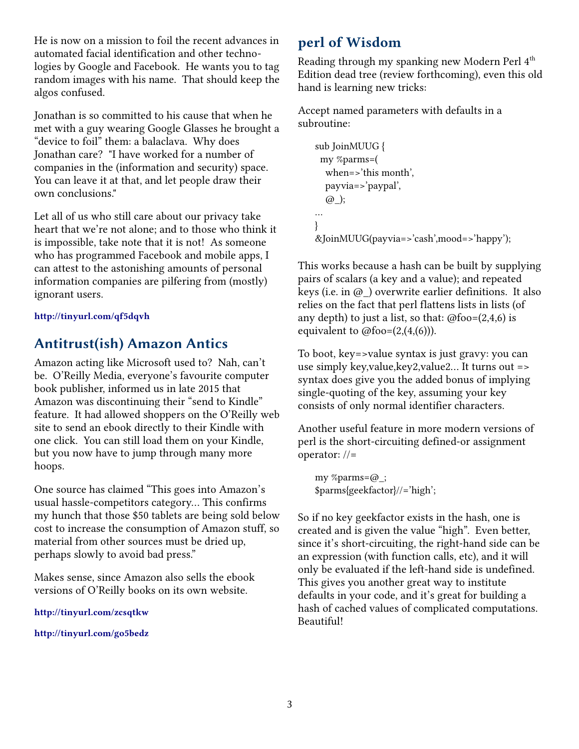He is now on a mission to foil the recent advances in automated facial identification and other technologies by Google and Facebook. He wants you to tag random images with his name. That should keep the algos confused.

Jonathan is so committed to his cause that when he met with a guy wearing Google Glasses he brought a “device to foil” them: a balaclava. Why does Jonathan care? "I have worked for a number of companies in the (information and security) space. You can leave it at that, and let people draw their own conclusions."

Let all of us who still care about our privacy take heart that we’re not alone; and to those who think it is impossible, take note that it is not! As someone who has programmed Facebook and mobile apps, I can attest to the astonishing amounts of personal information companies are pilfering from (mostly) ignorant users.

**http://tinyurl.com/qf5dqvh**

## Antitrust(ish) Amazon Antics

Amazon acting like Microsoft used to? Nah, can’t be. O’Reilly Media, everyone’s favourite computer book publisher, informed us in late 2015 that Amazon was discontinuing their “send to Kindle” feature. It had allowed shoppers on the O’Reilly web site to send an ebook directly to their Kindle with one click. You can still load them on your Kindle, but you now have to jump through many more hoops.

One source has claimed “This goes into Amazon’s usual hassle-competitors category… This confirms my hunch that those $50 tablets are being sold below cost to increase the consumption of Amazon stuff, so material from other sources must be dried up, perhaps slowly to avoid bad press.”

Makes sense, since Amazon also sells the ebook versions of O’Reilly books on its own website.

**http://tinyurl.com/zcsqtkw**

**http://tinyurl.com/go5bedz**

## perl of Wisdom

Reading through my spanking new Modern Perl 4th Edition dead tree (review forthcoming), even this old hand is learning new tricks:

Accept named parameters with defaults in a subroutine:

```
sub JoinMUUG {
  my %parms=(
    when=>'this month',
    payvia=>'paypal',
    @_);
...
}
&JoinMUUG(payvia=>'cash',mood=>'happy');
```

This works because a hash can be built by supplying pairs of scalars (a key and a value); and repeated keys (i.e. in @_) overwrite earlier definitions. It also relies on the fact that perl flattens lists in lists (of any depth) to just a list, so that: @foo=(2,4,6) is equivalent to @foo=(2,(4,(6))).

To boot, key=>value syntax is just gravy: you can use simply key,value,key2,value2… It turns out => syntax does give you the added bonus of implying single-quoting of the key, assuming your key consists of only normal identifier characters.

Another useful feature in more modern versions of perl is the short-circuiting defined-or assignment operator: //=

```
my %parms=@_;
$parms{geekfactor}//='high';
```

So if no key geekfactor exists in the hash, one is created and is given the value “high”. Even better, since it’s short-circuiting, the right-hand side can be an expression (with function calls, etc), and it will only be evaluated if the left-hand side is undefined. This gives you another great way to institute defaults in your code, and it’s great for building a hash of cached values of complicated computations. Beautiful!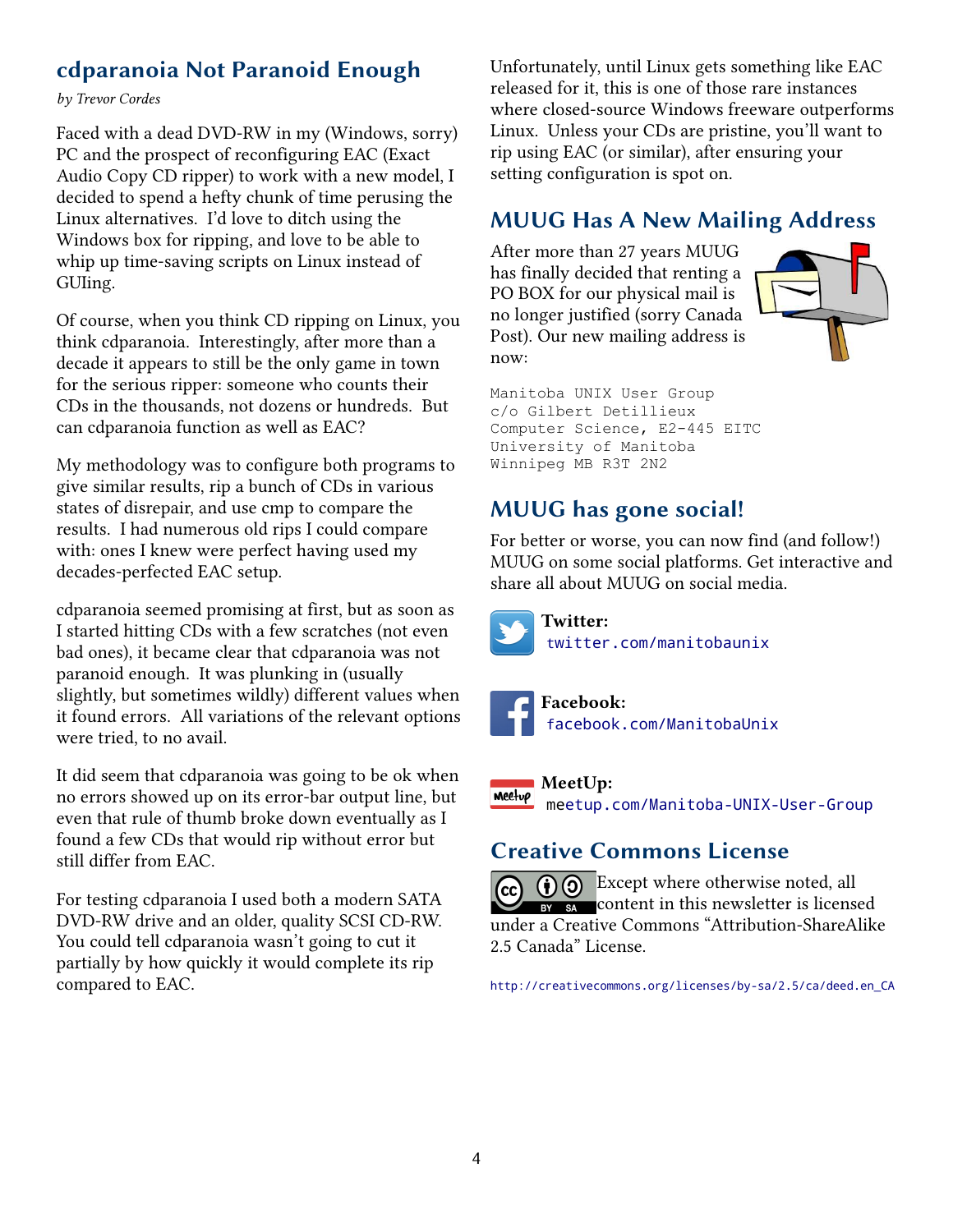## cdparanoia Not Paranoid Enough

*by Trevor Cordes*

Faced with a dead DVD-RW in my (Windows, sorry) PC and the prospect of reconfiguring EAC (Exact Audio Copy CD ripper) to work with a new model, I decided to spend a hefty chunk of time perusing the Linux alternatives. I'd love to ditch using the Windows box for ripping, and love to be able to whip up time-saving scripts on Linux instead of GUIing.

Of course, when you think CD ripping on Linux, you think cdparanoia. Interestingly, after more than a decade it appears to still be the only game in town for the serious ripper: someone who counts their CDs in the thousands, not dozens or hundreds. But can cdparanoia function as well as EAC?

My methodology was to configure both programs to give similar results, rip a bunch of CDs in various states of disrepair, and use cmp to compare the results. I had numerous old rips I could compare with: ones I knew were perfect having used my decades-perfected EAC setup.

cdparanoia seemed promising at first, but as soon as I started hitting CDs with a few scratches (not even bad ones), it became clear that cdparanoia was not paranoid enough. It was plunking in (usually slightly, but sometimes wildly) different values when it found errors. All variations of the relevant options were tried, to no avail.

It did seem that cdparanoia was going to be ok when no errors showed up on its error-bar output line, but even that rule of thumb broke down eventually as I found a few CDs that would rip without error but still differ from EAC.

For testing cdparanoia I used both a modern SATA DVD-RW drive and an older, quality SCSI CD-RW. You could tell cdparanoia wasn't going to cut it partially by how quickly it would complete its rip compared to EAC.

Unfortunately, until Linux gets something like EAC released for it, this is one of those rare instances where closed-source Windows freeware outperforms Linux. Unless your CDs are pristine, you'll want to rip using EAC (or similar), after ensuring your setting configuration is spot on.

## MUUG Has A New Mailing Address

After more than 27 years MUUG has finally decided that renting a PO BOX for our physical mail is no longer justified (sorry Canada Post). Our new mailing address is now:

```
Manitoba UNIX User Group
c/o Gilbert Detillieux
Computer Science, E2-445 EITC
University of Manitoba
Winnipeg MB R3T 2N2
```

## MUUG has gone social!

For better or worse, you can now find (and follow!) MUUG on some social platforms. Get interactive and share all about MUUG on social media.

**Twitter:**
twitter.com/manitobaunix

**Facebook:**
facebook.com/ManitobaUnix

**MeetUp:**
meetup.com/Manitoba-UNIX-User-Group

## Creative Commons License

Except where otherwise noted, all content in this newsletter is licensed under a Creative Commons "Attribution-ShareAlike 2.5 Canada" License.

http://creativecommons.org/licenses/by-sa/2.5/ca/deed.en_CA